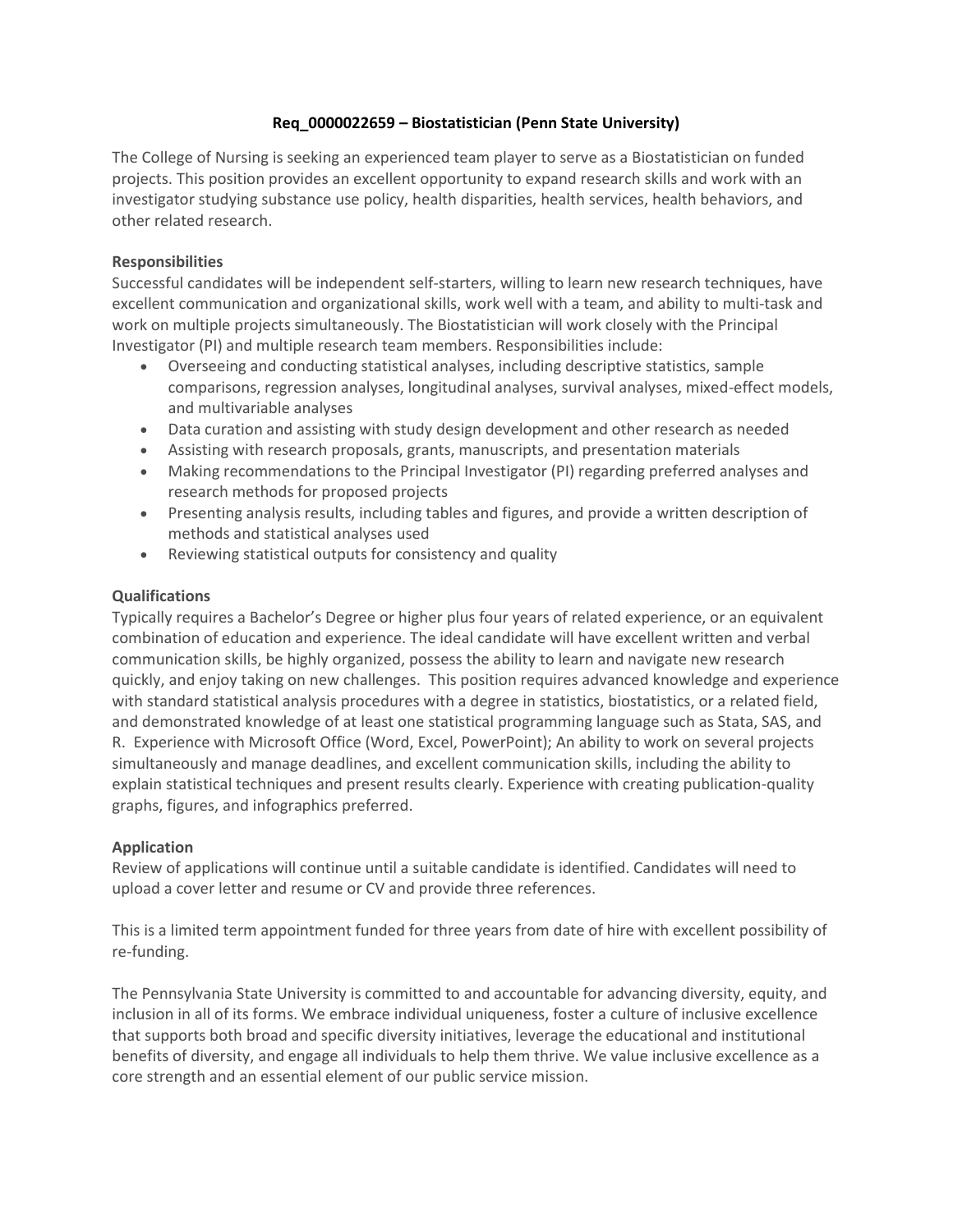# Req_0000022659 – Biostatistician (Penn State University)

The College of Nursing is seeking an experienced team player to serve as a Biostatistician on funded projects. This position provides an excellent opportunity to expand research skills and work with an investigator studying substance use policy, health disparities, health services, health behaviors, and other related research.

## Responsibilities

Successful candidates will be independent self-starters, willing to learn new research techniques, have excellent communication and organizational skills, work well with a team, and ability to multi-task and work on multiple projects simultaneously. The Biostatistician will work closely with the Principal Investigator (PI) and multiple research team members. Responsibilities include:

- Overseeing and conducting statistical analyses, including descriptive statistics, sample comparisons, regression analyses, longitudinal analyses, survival analyses, mixed-effect models, and multivariable analyses
- Data curation and assisting with study design development and other research as needed
- Assisting with research proposals, grants, manuscripts, and presentation materials
- Making recommendations to the Principal Investigator (PI) regarding preferred analyses and research methods for proposed projects
- Presenting analysis results, including tables and figures, and provide a written description of methods and statistical analyses used
- Reviewing statistical outputs for consistency and quality

## Qualifications

Typically requires a Bachelor's Degree or higher plus four years of related experience, or an equivalent combination of education and experience. The ideal candidate will have excellent written and verbal communication skills, be highly organized, possess the ability to learn and navigate new research quickly, and enjoy taking on new challenges. This position requires advanced knowledge and experience with standard statistical analysis procedures with a degree in statistics, biostatistics, or a related field, and demonstrated knowledge of at least one statistical programming language such as Stata, SAS, and R. Experience with Microsoft Office (Word, Excel, PowerPoint); An ability to work on several projects simultaneously and manage deadlines, and excellent communication skills, including the ability to explain statistical techniques and present results clearly. Experience with creating publication-quality graphs, figures, and infographics preferred.

## Application

Review of applications will continue until a suitable candidate is identified. Candidates will need to upload a cover letter and resume or CV and provide three references.

This is a limited term appointment funded for three years from date of hire with excellent possibility of re-funding.

The Pennsylvania State University is committed to and accountable for advancing diversity, equity, and inclusion in all of its forms. We embrace individual uniqueness, foster a culture of inclusive excellence that supports both broad and specific diversity initiatives, leverage the educational and institutional benefits of diversity, and engage all individuals to help them thrive. We value inclusive excellence as a core strength and an essential element of our public service mission.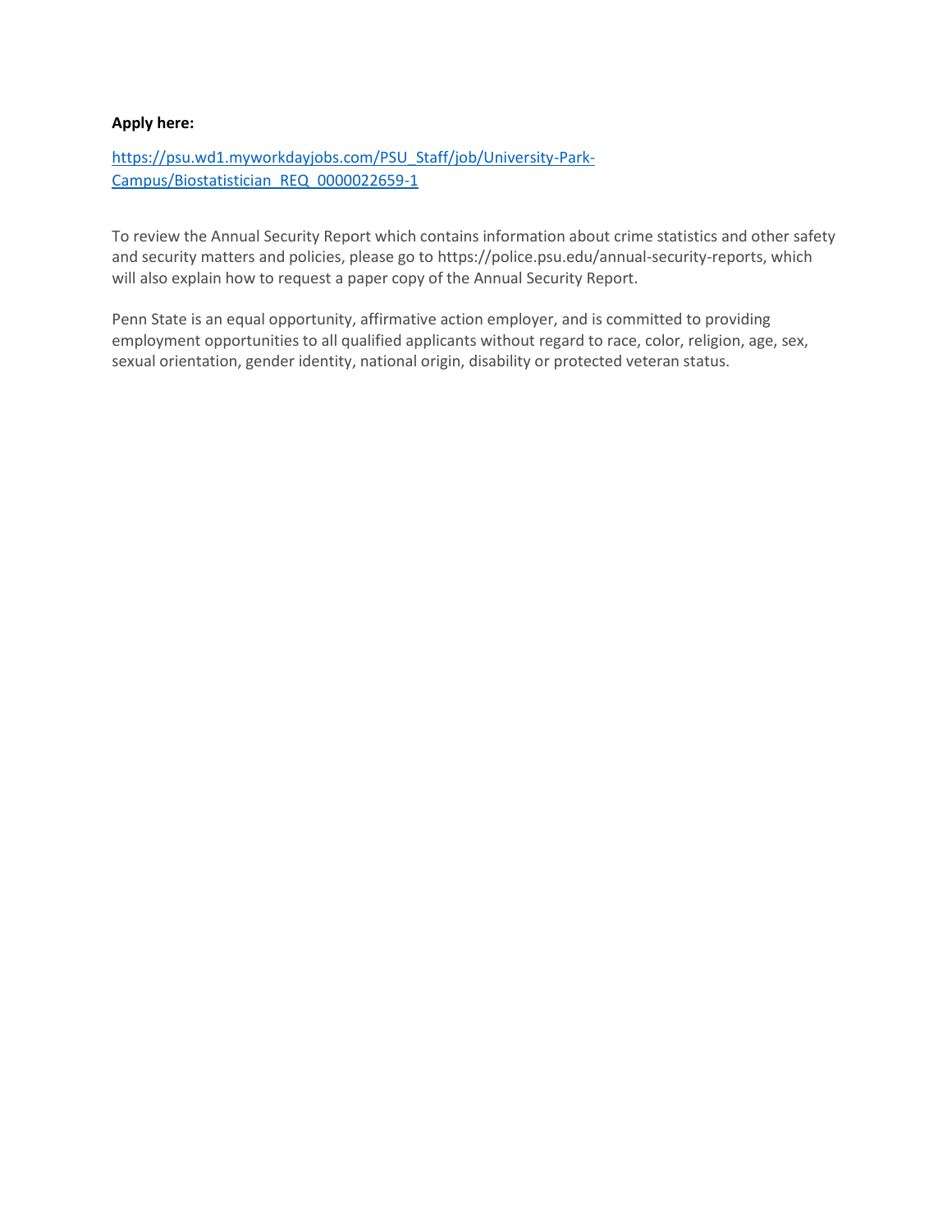**Apply here:**

[https://psu.wd1.myworkdayjobs.com/PSU_Staff/job/University-Park-Campus/Biostatistician_REQ_0000022659-1](https://psu.wd1.myworkdayjobs.com/PSU_Staff/job/University-Park-Campus/Biostatistician_REQ_0000022659-1)

To review the Annual Security Report which contains information about crime statistics and other safety and security matters and policies, please go to https://police.psu.edu/annual-security-reports, which will also explain how to request a paper copy of the Annual Security Report.

Penn State is an equal opportunity, affirmative action employer, and is committed to providing employment opportunities to all qualified applicants without regard to race, color, religion, age, sex, sexual orientation, gender identity, national origin, disability or protected veteran status.